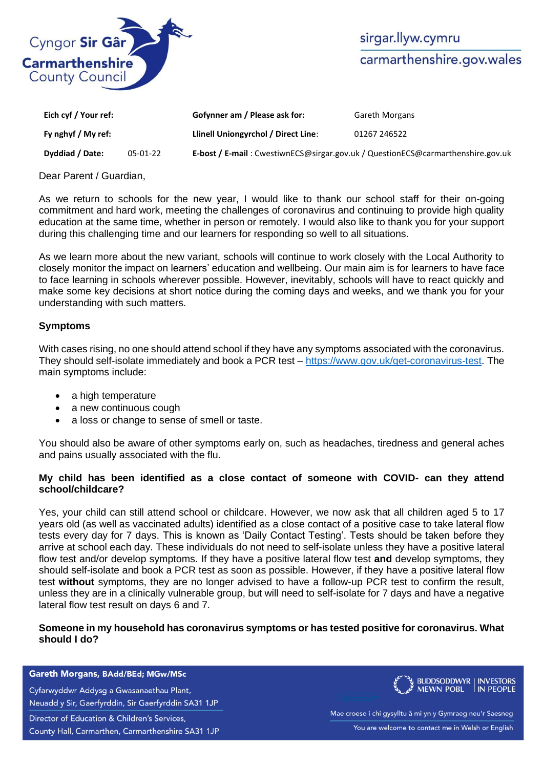Cyngor **Sir Gâr**
**Carmarthenshire**
County Council

sirgar.llyw.cymru
carmarthenshire.gov.wales

| **Eich cyf / Your ref:** | | **Gofynner am / Please ask for:** | Gareth Morgans |
|---|---|---|---|
| **Fy nghyf / My ref:** | | **Llinell Uniongyrchol / Direct Line**: | 01267 246522 |
| **Dyddiad / Date:** | 05-01-22 | **E-bost / E-mail** : CwestiwnECS@sirgar.gov.uk / QuestionECS@carmarthenshire.gov.uk | |

Dear Parent / Guardian,

As we return to schools for the new year, I would like to thank our school staff for their on-going commitment and hard work, meeting the challenges of coronavirus and continuing to provide high quality education at the same time, whether in person or remotely. I would also like to thank you for your support during this challenging time and our learners for responding so well to all situations.

As we learn more about the new variant, schools will continue to work closely with the Local Authority to closely monitor the impact on learners' education and wellbeing. Our main aim is for learners to have face to face learning in schools wherever possible. However, inevitably, schools will have to react quickly and make some key decisions at short notice during the coming days and weeks, and we thank you for your understanding with such matters.

**Symptoms**

With cases rising, no one should attend school if they have any symptoms associated with the coronavirus. They should self-isolate immediately and book a PCR test – https://www.gov.uk/get-coronavirus-test. The main symptoms include:

- a high temperature
- a new continuous cough
- a loss or change to sense of smell or taste.

You should also be aware of other symptoms early on, such as headaches, tiredness and general aches and pains usually associated with the flu.

**My child has been identified as a close contact of someone with COVID- can they attend school/childcare?**

Yes, your child can still attend school or childcare. However, we now ask that all children aged 5 to 17 years old (as well as vaccinated adults) identified as a close contact of a positive case to take lateral flow tests every day for 7 days. This is known as 'Daily Contact Testing'. Tests should be taken before they arrive at school each day. These individuals do not need to self-isolate unless they have a positive lateral flow test and/or develop symptoms. If they have a positive lateral flow test **and** develop symptoms, they should self-isolate and book a PCR test as soon as possible. However, if they have a positive lateral flow test **without** symptoms, they are no longer advised to have a follow-up PCR test to confirm the result, unless they are in a clinically vulnerable group, but will need to self-isolate for 7 days and have a negative lateral flow test result on days 6 and 7.

**Someone in my household has coronavirus symptoms or has tested positive for coronavirus. What should I do?**

**Gareth Morgans, BAdd/BEd; MGw/MSc**
Cyfarwyddwr Addysg a Gwasanaethau Plant,
Neuadd y Sir, Gaerfyrddin, Sir Gaerfyrddin SA31 1JP
Director of Education & Children's Services,
County Hall, Carmarthen, Carmarthenshire SA31 1JP

BUDDSODDWYR MEWN POBL | INVESTORS IN PEOPLE

Mae croeso i chi gysylltu â mi yn y Gymraeg neu'r Saesneg
You are welcome to contact me in Welsh or English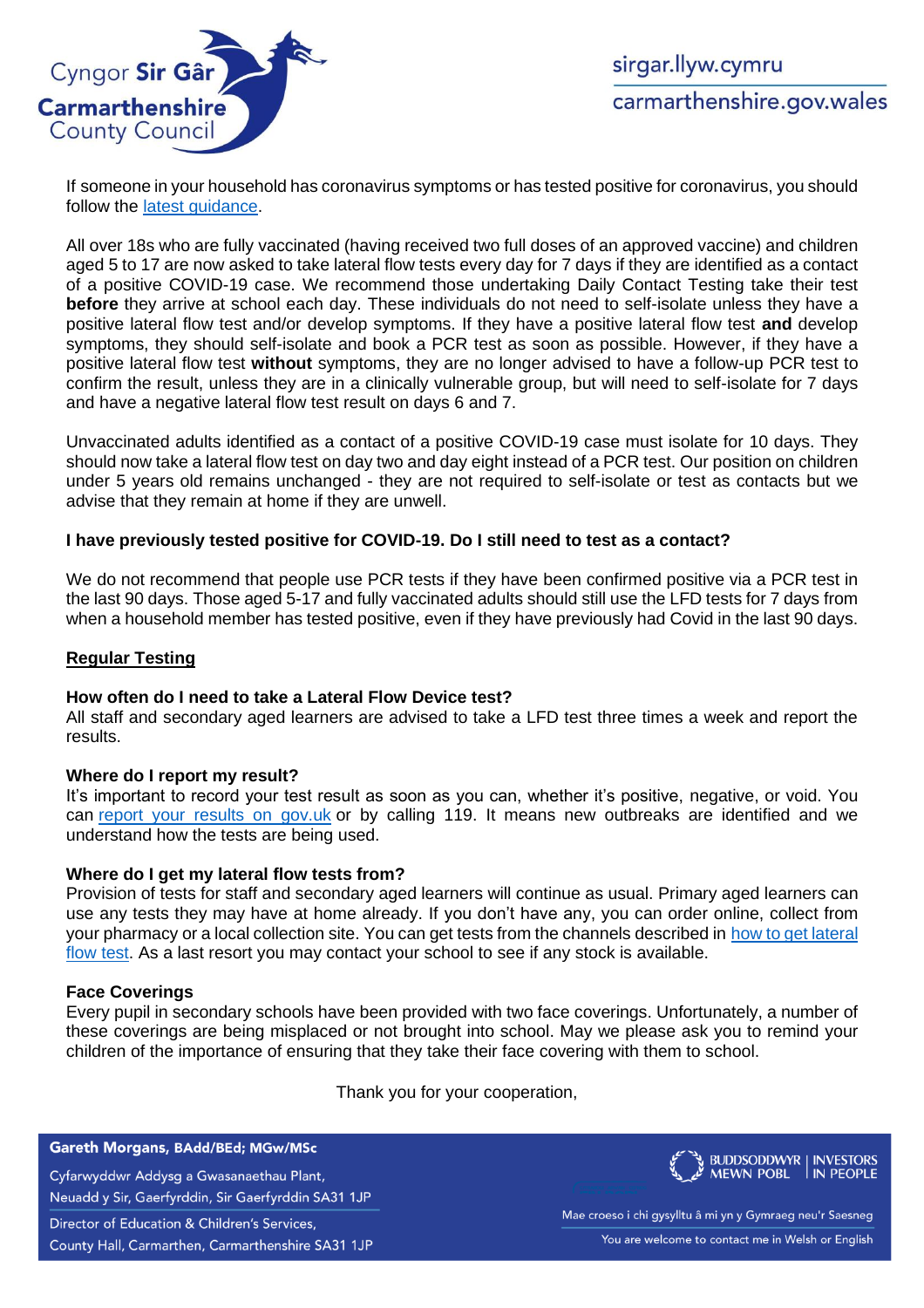If someone in your household has coronavirus symptoms or has tested positive for coronavirus, you should follow the [latest guidance](#).

All over 18s who are fully vaccinated (having received two full doses of an approved vaccine) and children aged 5 to 17 are now asked to take lateral flow tests every day for 7 days if they are identified as a contact of a positive COVID-19 case. We recommend those undertaking Daily Contact Testing take their test **before** they arrive at school each day. These individuals do not need to self-isolate unless they have a positive lateral flow test and/or develop symptoms. If they have a positive lateral flow test **and** develop symptoms, they should self-isolate and book a PCR test as soon as possible. However, if they have a positive lateral flow test **without** symptoms, they are no longer advised to have a follow-up PCR test to confirm the result, unless they are in a clinically vulnerable group, but will need to self-isolate for 7 days and have a negative lateral flow test result on days 6 and 7.

Unvaccinated adults identified as a contact of a positive COVID-19 case must isolate for 10 days. They should now take a lateral flow test on day two and day eight instead of a PCR test. Our position on children under 5 years old remains unchanged - they are not required to self-isolate or test as contacts but we advise that they remain at home if they are unwell.

**I have previously tested positive for COVID-19. Do I still need to test as a contact?**

We do not recommend that people use PCR tests if they have been confirmed positive via a PCR test in the last 90 days. Those aged 5-17 and fully vaccinated adults should still use the LFD tests for 7 days from when a household member has tested positive, even if they have previously had Covid in the last 90 days.

## Regular Testing

**How often do I need to take a Lateral Flow Device test?**

All staff and secondary aged learners are advised to take a LFD test three times a week and report the results.

**Where do I report my result?**

It's important to record your test result as soon as you can, whether it's positive, negative, or void. You can [report your results on gov.uk](#) or by calling 119. It means new outbreaks are identified and we understand how the tests are being used.

**Where do I get my lateral flow tests from?**

Provision of tests for staff and secondary aged learners will continue as usual. Primary aged learners can use any tests they may have at home already. If you don't have any, you can order online, collect from your pharmacy or a local collection site. You can get tests from the channels described in [how to get lateral flow test](#). As a last resort you may contact your school to see if any stock is available.

**Face Coverings**

Every pupil in secondary schools have been provided with two face coverings. Unfortunately, a number of these coverings are being misplaced or not brought into school. May we please ask you to remind your children of the importance of ensuring that they take their face covering with them to school.

Thank you for your cooperation,

**Gareth Morgans, BAdd/BEd; MGw/MSc**

Cyfarwyddwr Addysg a Gwasanaethau Plant,
Neuadd y Sir, Gaerfyrddin, Sir Gaerfyrddin SA31 1JP

Director of Education & Children's Services,
County Hall, Carmarthen, Carmarthenshire SA31 1JP

Mae croeso i chi gysylltu â mi yn y Gymraeg neu'r Saesneg
You are welcome to contact me in Welsh or English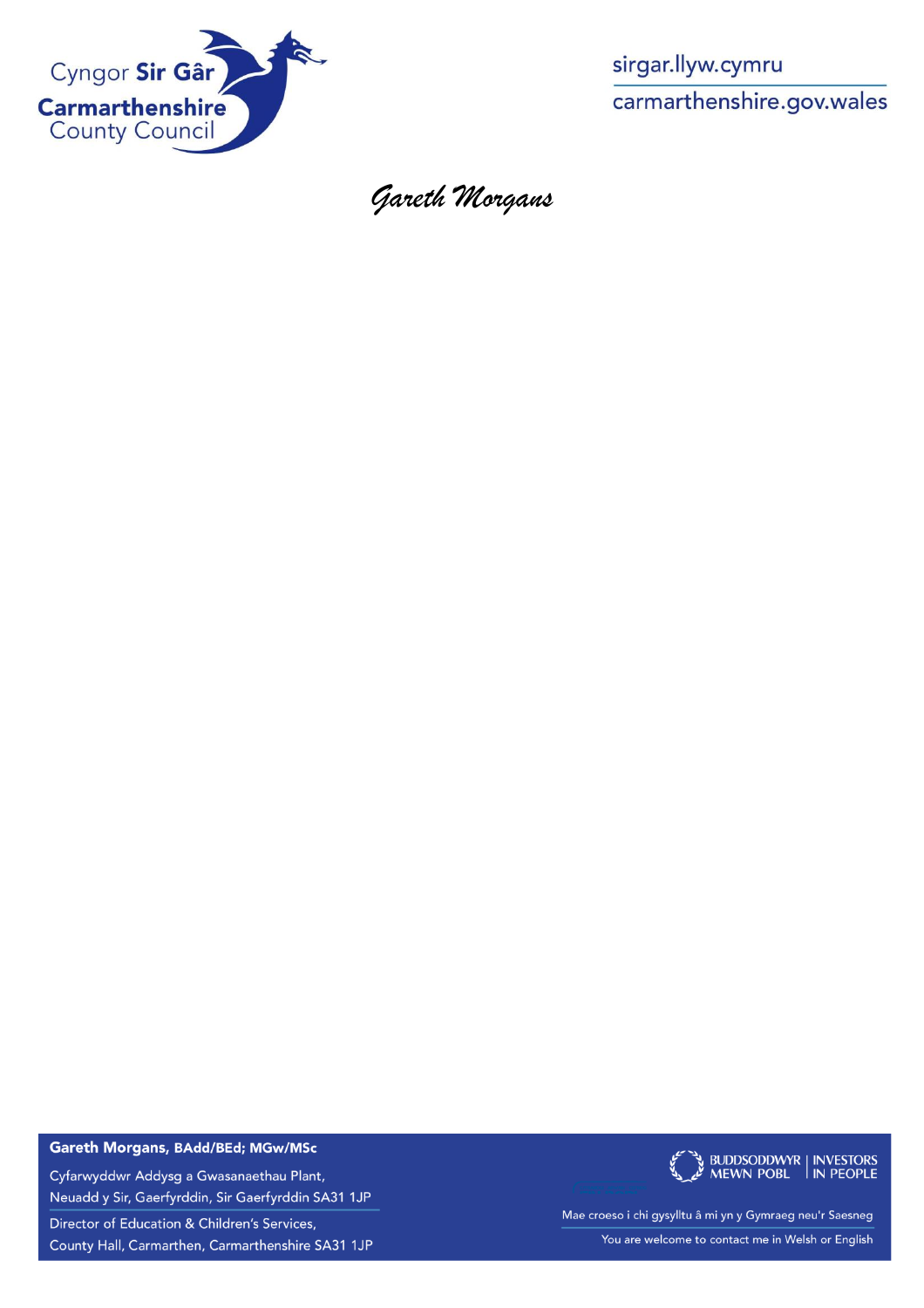Cyngor **Sir Gâr**
**Carmarthenshire**
County Council

sirgar.llyw.cymru
carmarthenshire.gov.wales

*Gareth Morgans*

**Gareth Morgans, BAdd/BEd; MGw/MSc**

Cyfarwyddwr Addysg a Gwasanaethau Plant,
Neuadd y Sir, Gaerfyrddin, Sir Gaerfyrddin SA31 1JP

Director of Education & Children's Services,
County Hall, Carmarthen, Carmarthenshire SA31 1JP

BUDDSODDWYR MEWN POBL | INVESTORS IN PEOPLE

Mae croeso i chi gysylltu â mi yn y Gymraeg neu'r Saesneg

You are welcome to contact me in Welsh or English